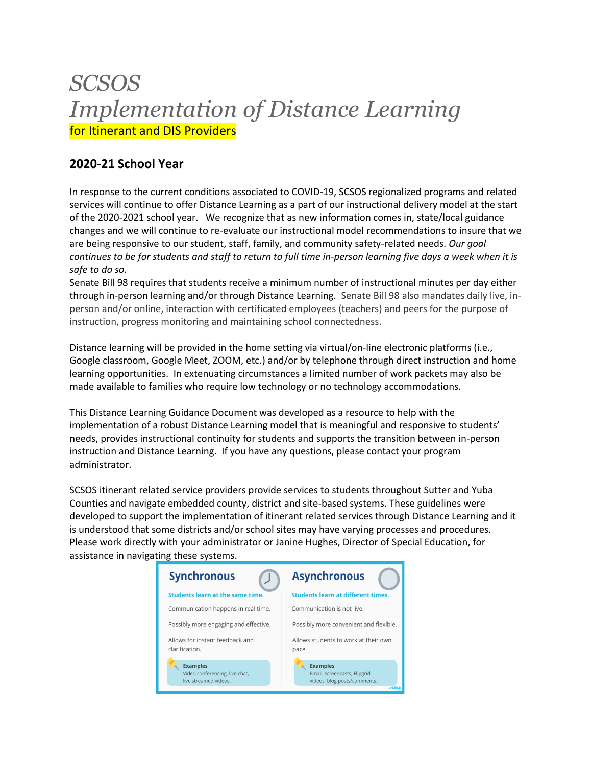# *SCSOS*
# *Implementation of Distance Learning*

for Itinerant and DIS Providers

## 2020-21 School Year

In response to the current conditions associated to COVID-19, SCSOS regionalized programs and related services will continue to offer Distance Learning as a part of our instructional delivery model at the start of the 2020-2021 school year. We recognize that as new information comes in, state/local guidance changes and we will continue to re-evaluate our instructional model recommendations to insure that we are being responsive to our student, staff, family, and community safety-related needs. *Our goal continues to be for students and staff to return to full time in-person learning five days a week when it is safe to do so.*

Senate Bill 98 requires that students receive a minimum number of instructional minutes per day either through in-person learning and/or through Distance Learning. Senate Bill 98 also mandates daily live, in-person and/or online, interaction with certificated employees (teachers) and peers for the purpose of instruction, progress monitoring and maintaining school connectedness.

Distance learning will be provided in the home setting via virtual/on-line electronic platforms (i.e., Google classroom, Google Meet, ZOOM, etc.) and/or by telephone through direct instruction and home learning opportunities. In extenuating circumstances a limited number of work packets may also be made available to families who require low technology or no technology accommodations.

This Distance Learning Guidance Document was developed as a resource to help with the implementation of a robust Distance Learning model that is meaningful and responsive to students' needs, provides instructional continuity for students and supports the transition between in-person instruction and Distance Learning. If you have any questions, please contact your program administrator.

SCSOS itinerant related service providers provide services to students throughout Sutter and Yuba Counties and navigate embedded county, district and site-based systems. These guidelines were developed to support the implementation of itinerant related services through Distance Learning and it is understood that some districts and/or school sites may have varying processes and procedures. Please work directly with your administrator or Janine Hughes, Director of Special Education, for assistance in navigating these systems.

| Synchronous | Asynchronous |
|---|---|
| Students learn at the same time. | Students learn at different times. |
| Communication happens in real time. | Communication is not live. |
| Possibly more engaging and effective. | Possibly more convenient and flexible. |
| Allows for instant feedback and clarification. | Allows students to work at their own pace. |
| **Examples** Video conferencing, live chat, live streamed videos. | **Examples** Email, screencasts, Flipgrid videos, blog posts/comments. |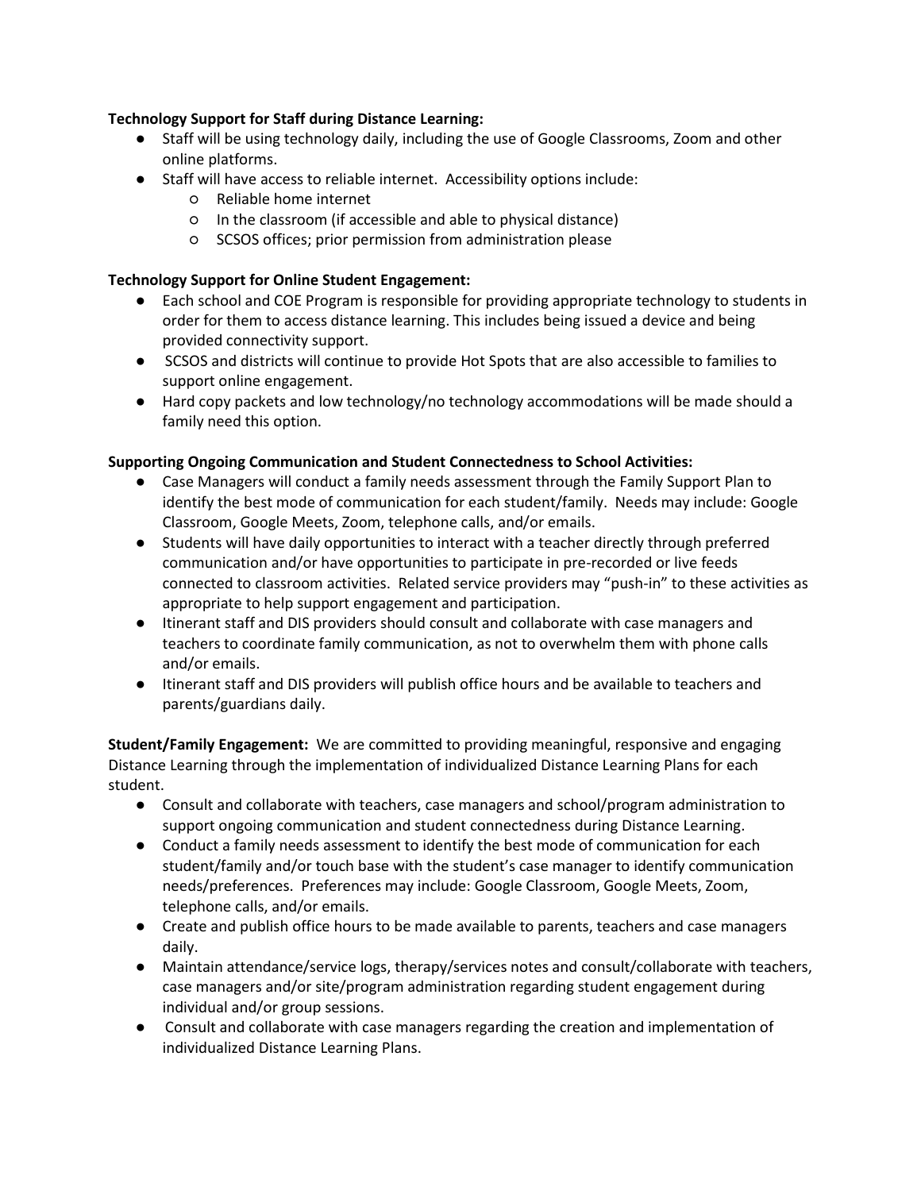**Technology Support for Staff during Distance Learning:**

- Staff will be using technology daily, including the use of Google Classrooms, Zoom and other online platforms.
- Staff will have access to reliable internet. Accessibility options include:
  - Reliable home internet
  - In the classroom (if accessible and able to physical distance)
  - SCSOS offices; prior permission from administration please

**Technology Support for Online Student Engagement:**

- Each school and COE Program is responsible for providing appropriate technology to students in order for them to access distance learning. This includes being issued a device and being provided connectivity support.
- SCSOS and districts will continue to provide Hot Spots that are also accessible to families to support online engagement.
- Hard copy packets and low technology/no technology accommodations will be made should a family need this option.

**Supporting Ongoing Communication and Student Connectedness to School Activities:**

- Case Managers will conduct a family needs assessment through the Family Support Plan to identify the best mode of communication for each student/family. Needs may include: Google Classroom, Google Meets, Zoom, telephone calls, and/or emails.
- Students will have daily opportunities to interact with a teacher directly through preferred communication and/or have opportunities to participate in pre-recorded or live feeds connected to classroom activities. Related service providers may "push-in" to these activities as appropriate to help support engagement and participation.
- Itinerant staff and DIS providers should consult and collaborate with case managers and teachers to coordinate family communication, as not to overwhelm them with phone calls and/or emails.
- Itinerant staff and DIS providers will publish office hours and be available to teachers and parents/guardians daily.

**Student/Family Engagement:** We are committed to providing meaningful, responsive and engaging Distance Learning through the implementation of individualized Distance Learning Plans for each student.

- Consult and collaborate with teachers, case managers and school/program administration to support ongoing communication and student connectedness during Distance Learning.
- Conduct a family needs assessment to identify the best mode of communication for each student/family and/or touch base with the student's case manager to identify communication needs/preferences. Preferences may include: Google Classroom, Google Meets, Zoom, telephone calls, and/or emails.
- Create and publish office hours to be made available to parents, teachers and case managers daily.
- Maintain attendance/service logs, therapy/services notes and consult/collaborate with teachers, case managers and/or site/program administration regarding student engagement during individual and/or group sessions.
- Consult and collaborate with case managers regarding the creation and implementation of individualized Distance Learning Plans.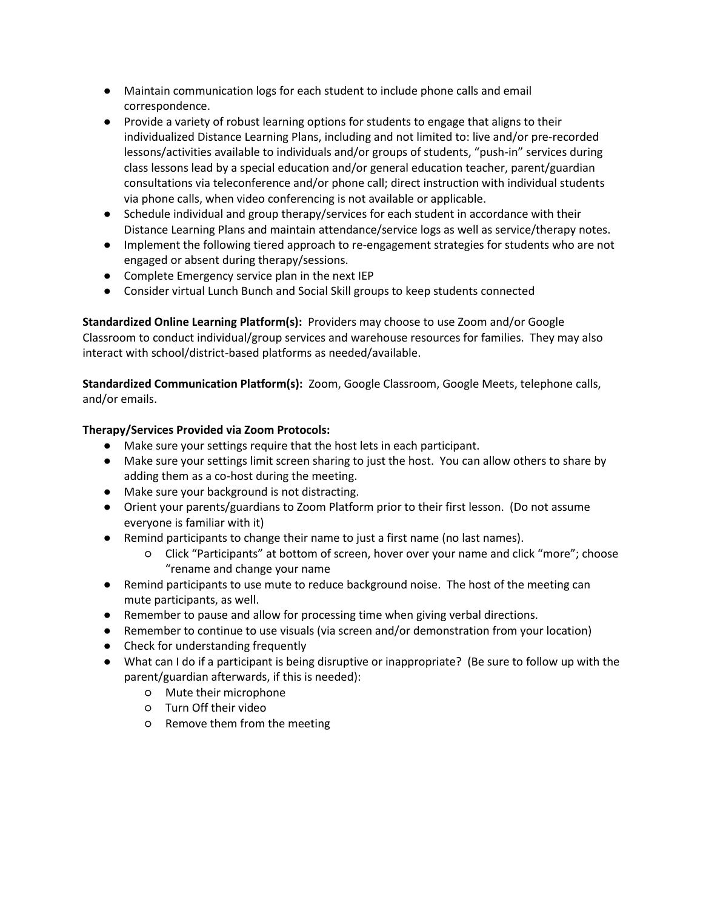- Maintain communication logs for each student to include phone calls and email correspondence.
- Provide a variety of robust learning options for students to engage that aligns to their individualized Distance Learning Plans, including and not limited to: live and/or pre-recorded lessons/activities available to individuals and/or groups of students, "push-in" services during class lessons lead by a special education and/or general education teacher, parent/guardian consultations via teleconference and/or phone call; direct instruction with individual students via phone calls, when video conferencing is not available or applicable.
- Schedule individual and group therapy/services for each student in accordance with their Distance Learning Plans and maintain attendance/service logs as well as service/therapy notes.
- Implement the following tiered approach to re-engagement strategies for students who are not engaged or absent during therapy/sessions.
- Complete Emergency service plan in the next IEP
- Consider virtual Lunch Bunch and Social Skill groups to keep students connected

**Standardized Online Learning Platform(s):** Providers may choose to use Zoom and/or Google Classroom to conduct individual/group services and warehouse resources for families. They may also interact with school/district-based platforms as needed/available.

**Standardized Communication Platform(s):** Zoom, Google Classroom, Google Meets, telephone calls, and/or emails.

**Therapy/Services Provided via Zoom Protocols:**

- Make sure your settings require that the host lets in each participant.
- Make sure your settings limit screen sharing to just the host. You can allow others to share by adding them as a co-host during the meeting.
- Make sure your background is not distracting.
- Orient your parents/guardians to Zoom Platform prior to their first lesson. (Do not assume everyone is familiar with it)
- Remind participants to change their name to just a first name (no last names).
  - Click "Participants" at bottom of screen, hover over your name and click "more"; choose "rename and change your name
- Remind participants to use mute to reduce background noise. The host of the meeting can mute participants, as well.
- Remember to pause and allow for processing time when giving verbal directions.
- Remember to continue to use visuals (via screen and/or demonstration from your location)
- Check for understanding frequently
- What can I do if a participant is being disruptive or inappropriate? (Be sure to follow up with the parent/guardian afterwards, if this is needed):
  - Mute their microphone
  - Turn Off their video
  - Remove them from the meeting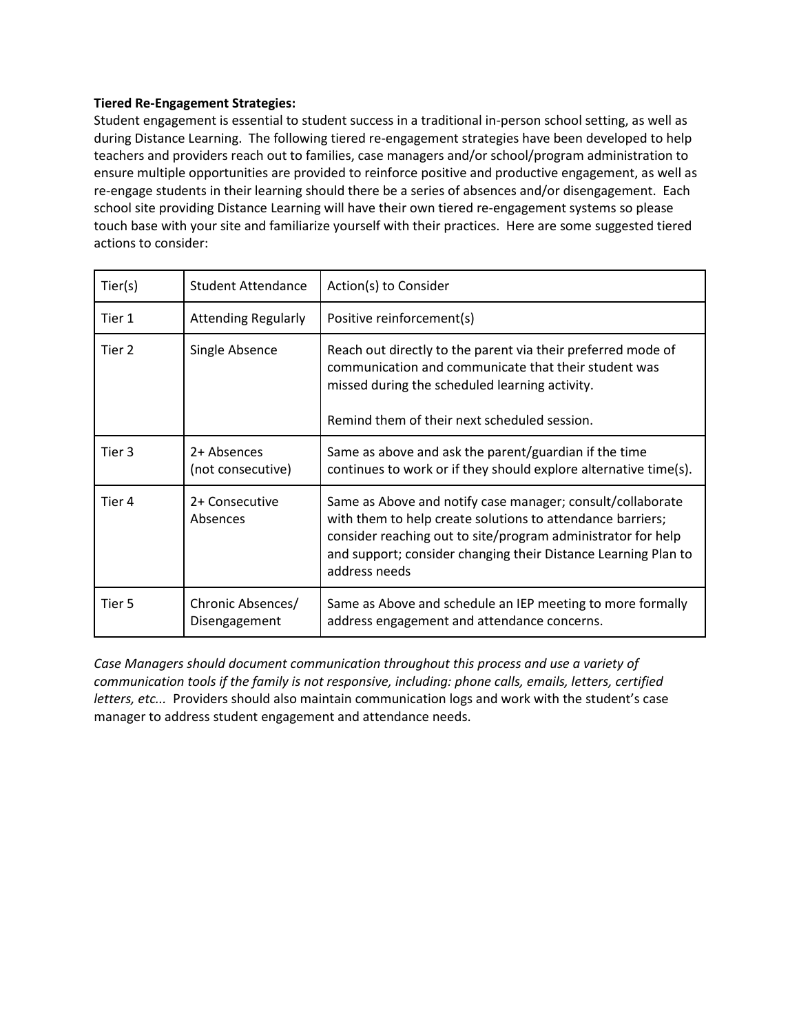**Tiered Re-Engagement Strategies:**

Student engagement is essential to student success in a traditional in-person school setting, as well as during Distance Learning. The following tiered re-engagement strategies have been developed to help teachers and providers reach out to families, case managers and/or school/program administration to ensure multiple opportunities are provided to reinforce positive and productive engagement, as well as re-engage students in their learning should there be a series of absences and/or disengagement. Each school site providing Distance Learning will have their own tiered re-engagement systems so please touch base with your site and familiarize yourself with their practices. Here are some suggested tiered actions to consider:

| Tier(s) | Student Attendance | Action(s) to Consider |
|---|---|---|
| Tier 1 | Attending Regularly | Positive reinforcement(s) |
| Tier 2 | Single Absence | Reach out directly to the parent via their preferred mode of communication and communicate that their student was missed during the scheduled learning activity.<br><br>Remind them of their next scheduled session. |
| Tier 3 | 2+ Absences (not consecutive) | Same as above and ask the parent/guardian if the time continues to work or if they should explore alternative time(s). |
| Tier 4 | 2+ Consecutive Absences | Same as Above and notify case manager; consult/collaborate with them to help create solutions to attendance barriers; consider reaching out to site/program administrator for help and support; consider changing their Distance Learning Plan to address needs |
| Tier 5 | Chronic Absences/ Disengagement | Same as Above and schedule an IEP meeting to more formally address engagement and attendance concerns. |

*Case Managers should document communication throughout this process and use a variety of communication tools if the family is not responsive, including: phone calls, emails, letters, certified letters, etc...* Providers should also maintain communication logs and work with the student's case manager to address student engagement and attendance needs.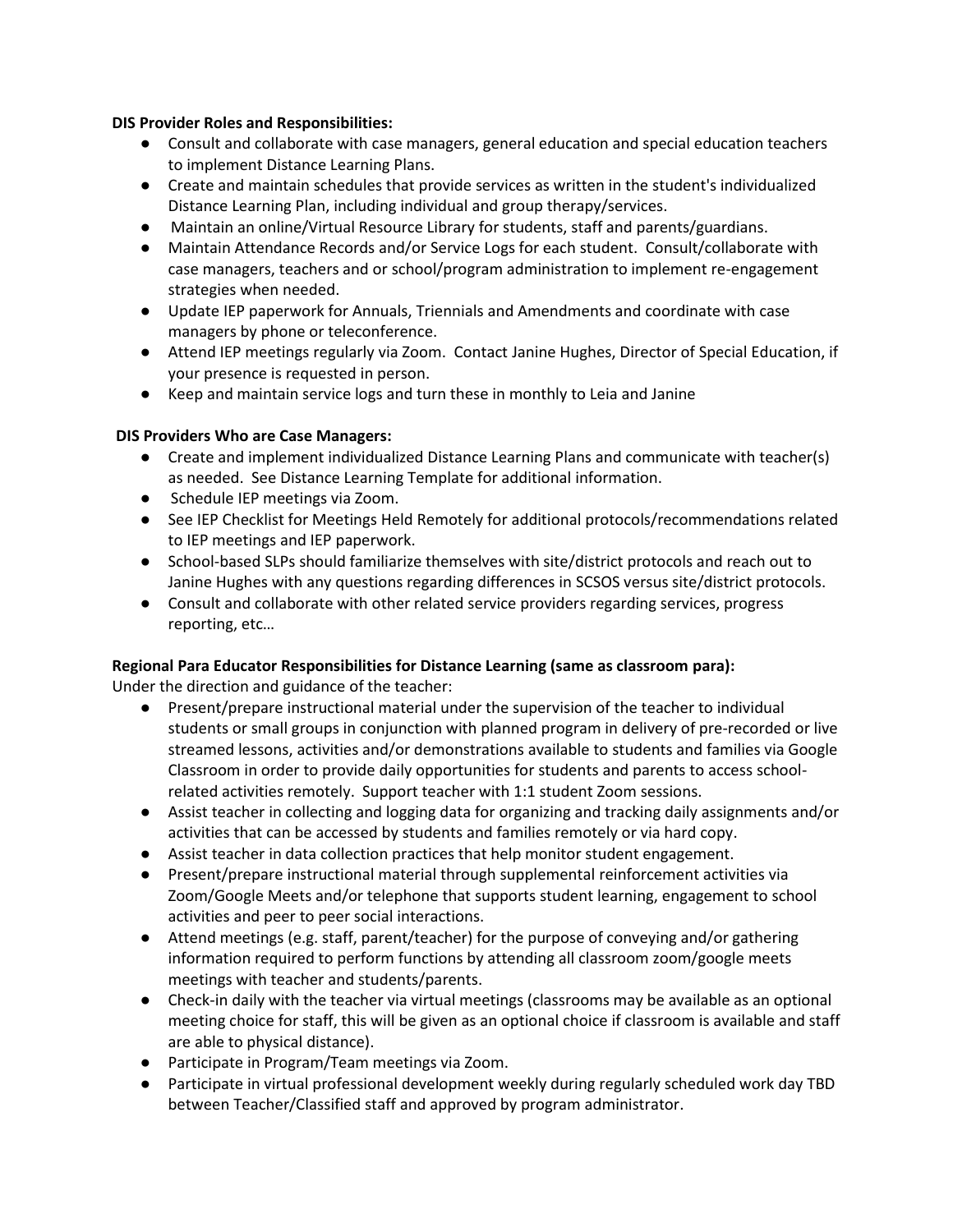**DIS Provider Roles and Responsibilities:**

- Consult and collaborate with case managers, general education and special education teachers to implement Distance Learning Plans.
- Create and maintain schedules that provide services as written in the student's individualized Distance Learning Plan, including individual and group therapy/services.
- Maintain an online/Virtual Resource Library for students, staff and parents/guardians.
- Maintain Attendance Records and/or Service Logs for each student. Consult/collaborate with case managers, teachers and or school/program administration to implement re-engagement strategies when needed.
- Update IEP paperwork for Annuals, Triennials and Amendments and coordinate with case managers by phone or teleconference.
- Attend IEP meetings regularly via Zoom. Contact Janine Hughes, Director of Special Education, if your presence is requested in person.
- Keep and maintain service logs and turn these in monthly to Leia and Janine

**DIS Providers Who are Case Managers:**

- Create and implement individualized Distance Learning Plans and communicate with teacher(s) as needed. See Distance Learning Template for additional information.
- Schedule IEP meetings via Zoom.
- See IEP Checklist for Meetings Held Remotely for additional protocols/recommendations related to IEP meetings and IEP paperwork.
- School-based SLPs should familiarize themselves with site/district protocols and reach out to Janine Hughes with any questions regarding differences in SCSOS versus site/district protocols.
- Consult and collaborate with other related service providers regarding services, progress reporting, etc…

**Regional Para Educator Responsibilities for Distance Learning (same as classroom para):**

Under the direction and guidance of the teacher:

- Present/prepare instructional material under the supervision of the teacher to individual students or small groups in conjunction with planned program in delivery of pre-recorded or live streamed lessons, activities and/or demonstrations available to students and families via Google Classroom in order to provide daily opportunities for students and parents to access school-related activities remotely. Support teacher with 1:1 student Zoom sessions.
- Assist teacher in collecting and logging data for organizing and tracking daily assignments and/or activities that can be accessed by students and families remotely or via hard copy.
- Assist teacher in data collection practices that help monitor student engagement.
- Present/prepare instructional material through supplemental reinforcement activities via Zoom/Google Meets and/or telephone that supports student learning, engagement to school activities and peer to peer social interactions.
- Attend meetings (e.g. staff, parent/teacher) for the purpose of conveying and/or gathering information required to perform functions by attending all classroom zoom/google meets meetings with teacher and students/parents.
- Check-in daily with the teacher via virtual meetings (classrooms may be available as an optional meeting choice for staff, this will be given as an optional choice if classroom is available and staff are able to physical distance).
- Participate in Program/Team meetings via Zoom.
- Participate in virtual professional development weekly during regularly scheduled work day TBD between Teacher/Classified staff and approved by program administrator.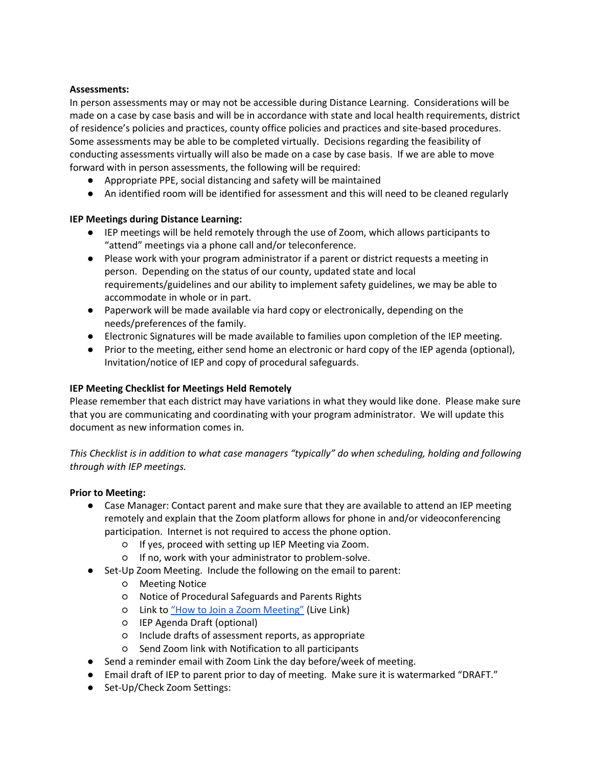**Assessments:**
In person assessments may or may not be accessible during Distance Learning. Considerations will be made on a case by case basis and will be in accordance with state and local health requirements, district of residence's policies and practices, county office policies and practices and site-based procedures. Some assessments may be able to be completed virtually. Decisions regarding the feasibility of conducting assessments virtually will also be made on a case by case basis. If we are able to move forward with in person assessments, the following will be required:

- Appropriate PPE, social distancing and safety will be maintained
- An identified room will be identified for assessment and this will need to be cleaned regularly

**IEP Meetings during Distance Learning:**

- IEP meetings will be held remotely through the use of Zoom, which allows participants to "attend" meetings via a phone call and/or teleconference.
- Please work with your program administrator if a parent or district requests a meeting in person. Depending on the status of our county, updated state and local requirements/guidelines and our ability to implement safety guidelines, we may be able to accommodate in whole or in part.
- Paperwork will be made available via hard copy or electronically, depending on the needs/preferences of the family.
- Electronic Signatures will be made available to families upon completion of the IEP meeting.
- Prior to the meeting, either send home an electronic or hard copy of the IEP agenda (optional), Invitation/notice of IEP and copy of procedural safeguards.

**IEP Meeting Checklist for Meetings Held Remotely**
Please remember that each district may have variations in what they would like done. Please make sure that you are communicating and coordinating with your program administrator. We will update this document as new information comes in.

*This Checklist is in addition to what case managers "typically" do when scheduling, holding and following through with IEP meetings.*

**Prior to Meeting:**

- Case Manager: Contact parent and make sure that they are available to attend an IEP meeting remotely and explain that the Zoom platform allows for phone in and/or videoconferencing participation. Internet is not required to access the phone option.
  - If yes, proceed with setting up IEP Meeting via Zoom.
  - If no, work with your administrator to problem-solve.
- Set-Up Zoom Meeting. Include the following on the email to parent:
  - Meeting Notice
  - Notice of Procedural Safeguards and Parents Rights
  - Link to "How to Join a Zoom Meeting" (Live Link)
  - IEP Agenda Draft (optional)
  - Include drafts of assessment reports, as appropriate
  - Send Zoom link with Notification to all participants
- Send a reminder email with Zoom Link the day before/week of meeting.
- Email draft of IEP to parent prior to day of meeting. Make sure it is watermarked "DRAFT."
- Set-Up/Check Zoom Settings: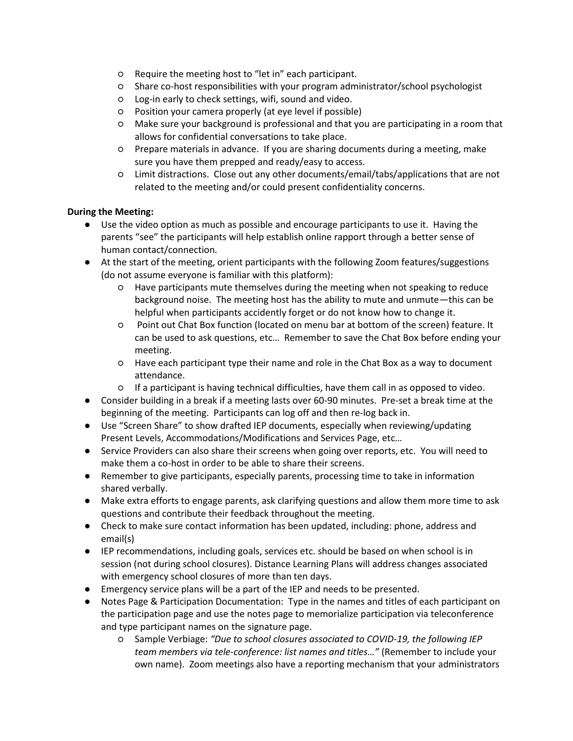- Require the meeting host to "let in" each participant.
    - Share co-host responsibilities with your program administrator/school psychologist
    - Log-in early to check settings, wifi, sound and video.
    - Position your camera properly (at eye level if possible)
    - Make sure your background is professional and that you are participating in a room that allows for confidential conversations to take place.
    - Prepare materials in advance. If you are sharing documents during a meeting, make sure you have them prepped and ready/easy to access.
    - Limit distractions. Close out any other documents/email/tabs/applications that are not related to the meeting and/or could present confidentiality concerns.

**During the Meeting:**

- Use the video option as much as possible and encourage participants to use it. Having the parents "see" the participants will help establish online rapport through a better sense of human contact/connection.
- At the start of the meeting, orient participants with the following Zoom features/suggestions (do not assume everyone is familiar with this platform):
    - Have participants mute themselves during the meeting when not speaking to reduce background noise. The meeting host has the ability to mute and unmute—this can be helpful when participants accidently forget or do not know how to change it.
    - Point out Chat Box function (located on menu bar at bottom of the screen) feature. It can be used to ask questions, etc… Remember to save the Chat Box before ending your meeting.
    - Have each participant type their name and role in the Chat Box as a way to document attendance.
    - If a participant is having technical difficulties, have them call in as opposed to video.
- Consider building in a break if a meeting lasts over 60-90 minutes. Pre-set a break time at the beginning of the meeting. Participants can log off and then re-log back in.
- Use "Screen Share" to show drafted IEP documents, especially when reviewing/updating Present Levels, Accommodations/Modifications and Services Page, etc…
- Service Providers can also share their screens when going over reports, etc. You will need to make them a co-host in order to be able to share their screens.
- Remember to give participants, especially parents, processing time to take in information shared verbally.
- Make extra efforts to engage parents, ask clarifying questions and allow them more time to ask questions and contribute their feedback throughout the meeting.
- Check to make sure contact information has been updated, including: phone, address and email(s)
- IEP recommendations, including goals, services etc. should be based on when school is in session (not during school closures). Distance Learning Plans will address changes associated with emergency school closures of more than ten days.
- Emergency service plans will be a part of the IEP and needs to be presented.
- Notes Page & Participation Documentation: Type in the names and titles of each participant on the participation page and use the notes page to memorialize participation via teleconference and type participant names on the signature page.
    - Sample Verbiage: *"Due to school closures associated to COVID-19, the following IEP team members via tele-conference: list names and titles…"* (Remember to include your own name). Zoom meetings also have a reporting mechanism that your administrators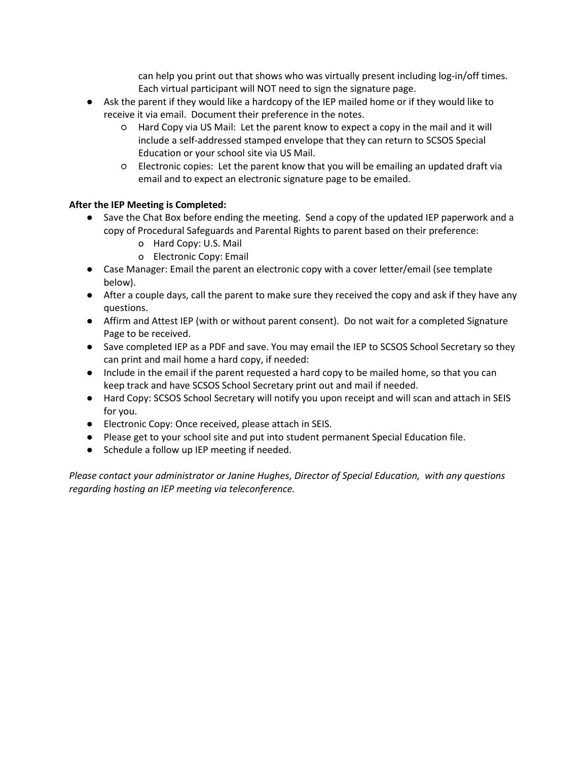can help you print out that shows who was virtually present including log-in/off times. Each virtual participant will NOT need to sign the signature page.

- Ask the parent if they would like a hardcopy of the IEP mailed home or if they would like to receive it via email. Document their preference in the notes.
  - Hard Copy via US Mail: Let the parent know to expect a copy in the mail and it will include a self-addressed stamped envelope that they can return to SCSOS Special Education or your school site via US Mail.
  - Electronic copies: Let the parent know that you will be emailing an updated draft via email and to expect an electronic signature page to be emailed.

**After the IEP Meeting is Completed:**

- Save the Chat Box before ending the meeting. Send a copy of the updated IEP paperwork and a copy of Procedural Safeguards and Parental Rights to parent based on their preference:
  - Hard Copy: U.S. Mail
  - Electronic Copy: Email
- Case Manager: Email the parent an electronic copy with a cover letter/email (see template below).
- After a couple days, call the parent to make sure they received the copy and ask if they have any questions.
- Affirm and Attest IEP (with or without parent consent). Do not wait for a completed Signature Page to be received.
- Save completed IEP as a PDF and save. You may email the IEP to SCSOS School Secretary so they can print and mail home a hard copy, if needed:
- Include in the email if the parent requested a hard copy to be mailed home, so that you can keep track and have SCSOS School Secretary print out and mail if needed.
- Hard Copy: SCSOS School Secretary will notify you upon receipt and will scan and attach in SEIS for you.
- Electronic Copy: Once received, please attach in SEIS.
- Please get to your school site and put into student permanent Special Education file.
- Schedule a follow up IEP meeting if needed.

*Please contact your administrator or Janine Hughes, Director of Special Education, with any questions regarding hosting an IEP meeting via teleconference.*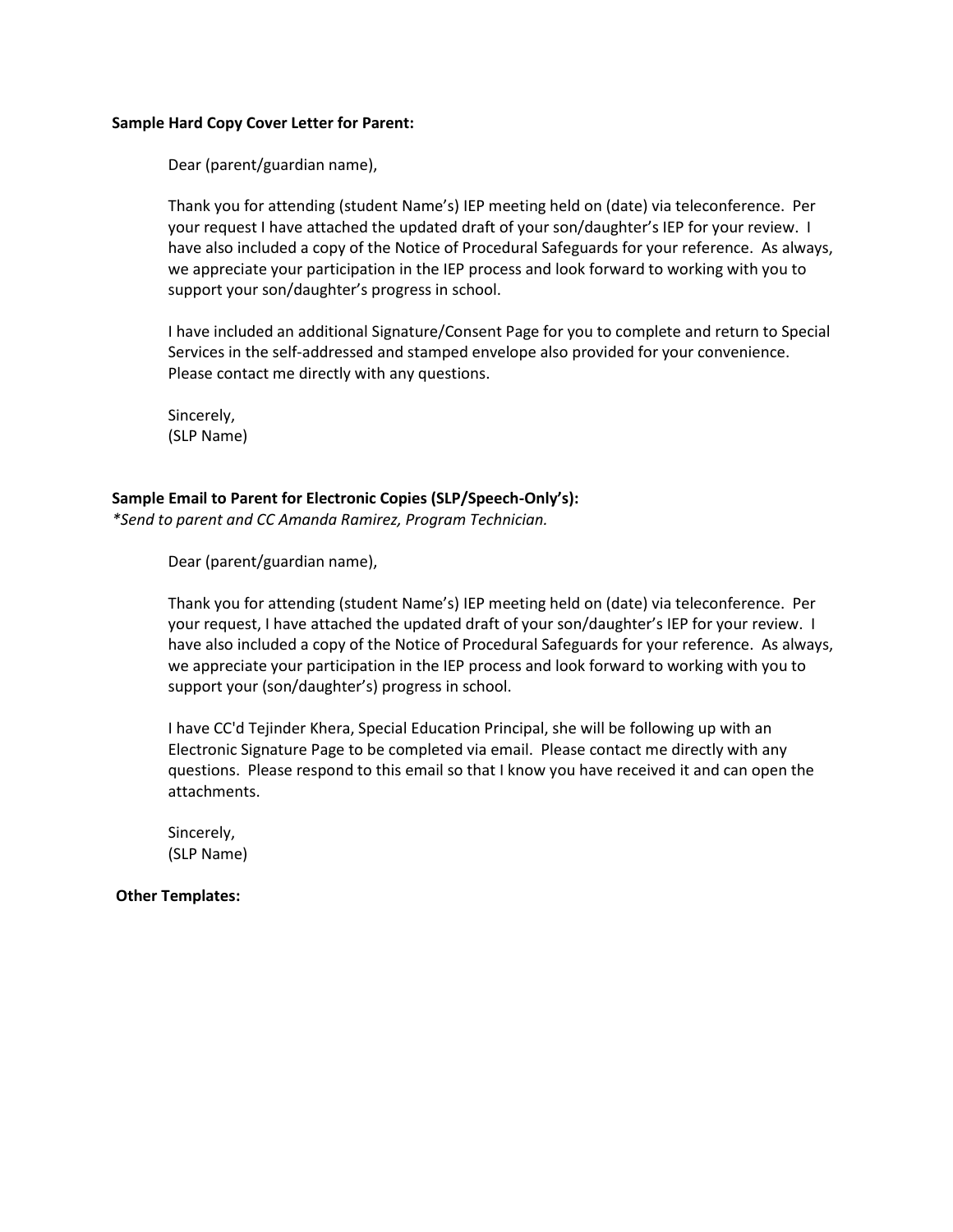**Sample Hard Copy Cover Letter for Parent:**

Dear (parent/guardian name),

Thank you for attending (student Name's) IEP meeting held on (date) via teleconference. Per your request I have attached the updated draft of your son/daughter's IEP for your review. I have also included a copy of the Notice of Procedural Safeguards for your reference. As always, we appreciate your participation in the IEP process and look forward to working with you to support your son/daughter's progress in school.

I have included an additional Signature/Consent Page for you to complete and return to Special Services in the self-addressed and stamped envelope also provided for your convenience. Please contact me directly with any questions.

Sincerely,
(SLP Name)

**Sample Email to Parent for Electronic Copies (SLP/Speech-Only's):**

*\*Send to parent and CC Amanda Ramirez, Program Technician.*

Dear (parent/guardian name),

Thank you for attending (student Name's) IEP meeting held on (date) via teleconference. Per your request, I have attached the updated draft of your son/daughter's IEP for your review. I have also included a copy of the Notice of Procedural Safeguards for your reference. As always, we appreciate your participation in the IEP process and look forward to working with you to support your (son/daughter's) progress in school.

I have CC'd Tejinder Khera, Special Education Principal, she will be following up with an Electronic Signature Page to be completed via email. Please contact me directly with any questions. Please respond to this email so that I know you have received it and can open the attachments.

Sincerely,
(SLP Name)

**Other Templates:**